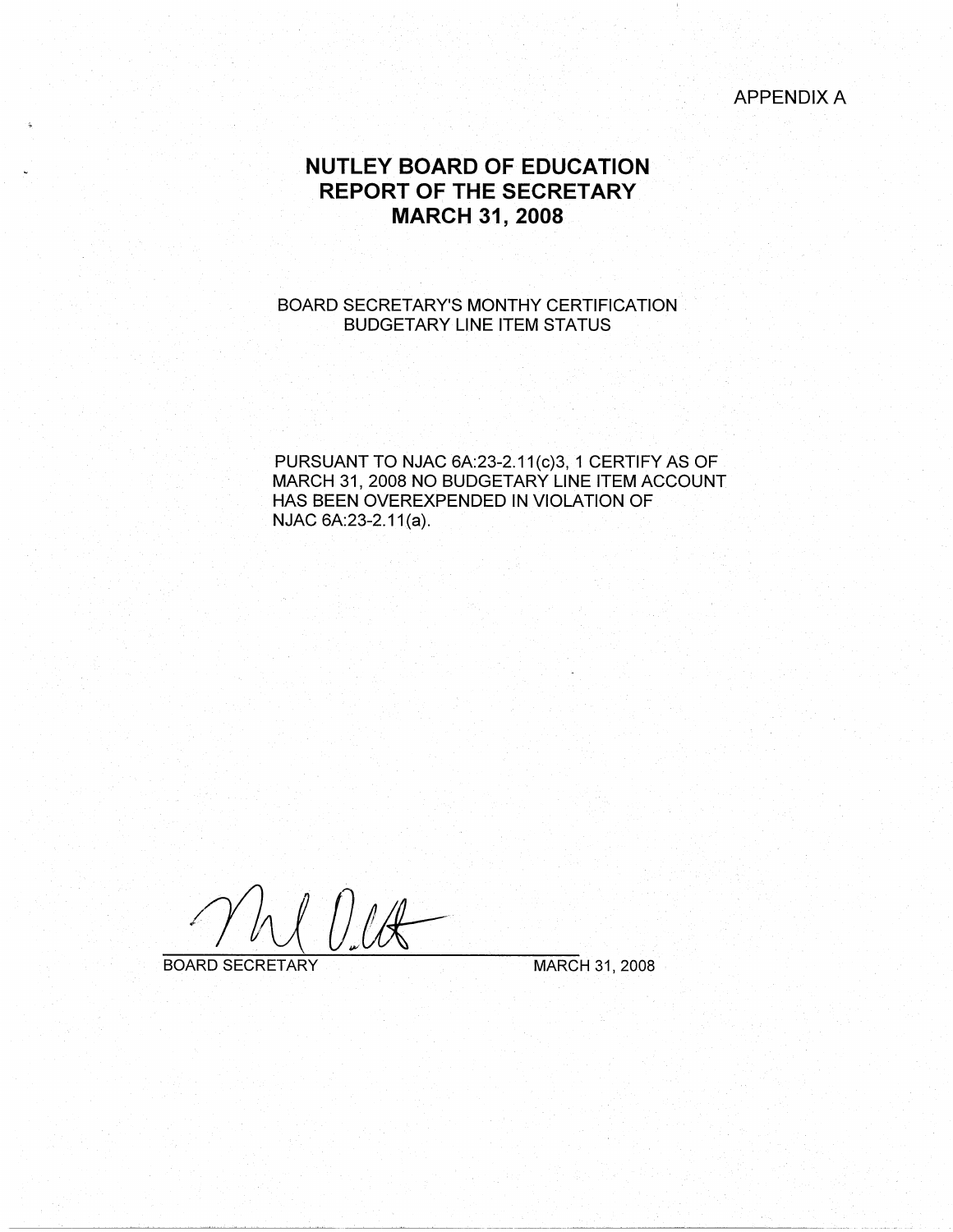APPENDIX A

# NUTLEY BOARD OF EDUCATION
# REPORT OF THE SECRETARY
# MARCH 31, 2008

BOARD SECRETARY'S MONTHY CERTIFICATION
BUDGETARY LINE ITEM STATUS

PURSUANT TO NJAC 6A:23-2.11(c)3, 1 CERTIFY AS OF MARCH 31, 2008 NO BUDGETARY LINE ITEM ACCOUNT HAS BEEN OVEREXPENDED IN VIOLATION OF NJAC 6A:23-2.11(a).

BOARD SECRETARY MARCH 31, 2008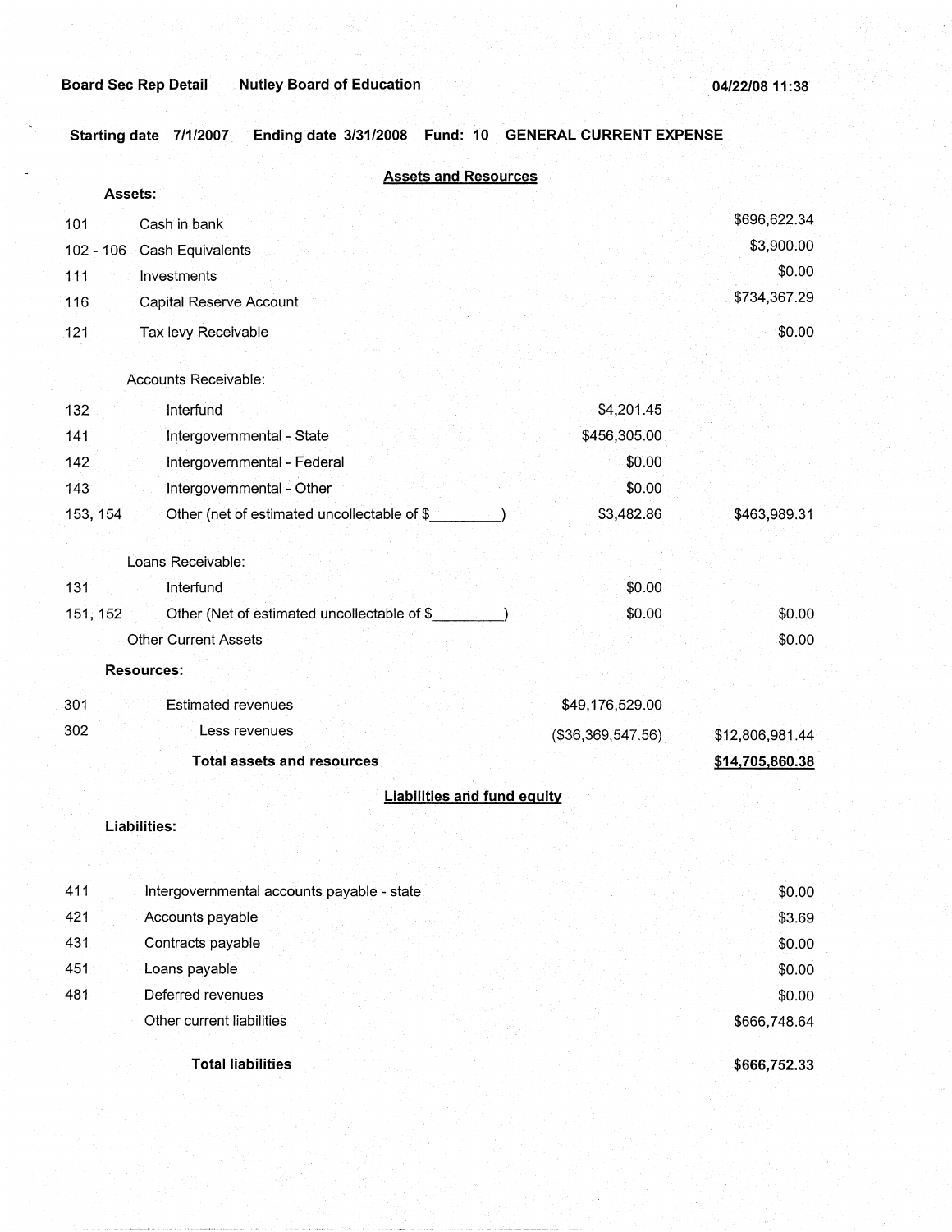Board Sec Rep Detail    Nutley Board of Education    04/22/08 11:38

Starting date 7/1/2007    Ending date 3/31/2008    Fund: 10    GENERAL CURRENT EXPENSE

## Assets and Resources

| | | | |
|---|---|---|---|
| **Assets:** | | | |
| 101 | Cash in bank | | $696,622.34 |
| 102 - 106 | Cash Equivalents | | $3,900.00 |
| 111 | Investments | | $0.00 |
| 116 | Capital Reserve Account | | $734,367.29 |
| 121 | Tax levy Receivable | | $0.00 |
| | Accounts Receivable: | | |
| 132 | Interfund | $4,201.45 | |
| 141 | Intergovernmental - State | $456,305.00 | |
| 142 | Intergovernmental - Federal | $0.00 | |
| 143 | Intergovernmental - Other | $0.00 | |
| 153, 154 | Other (net of estimated uncollectable of $\_\_\_\_\_\_\_\_\_) | $3,482.86 | $463,989.31 |
| | Loans Receivable: | | |
| 131 | Interfund | $0.00 | |
| 151, 152 | Other (Net of estimated uncollectable of $\_\_\_\_\_\_\_\_\_) | $0.00 | $0.00 |
| | Other Current Assets | | $0.00 |
| **Resources:** | | | |
| 301 | Estimated revenues | $49,176,529.00 | |
| 302 | Less revenues | ($36,369,547.56) | $12,806,981.44 |
| | **Total assets and resources** | | **$14,705,860.38** |

## Liabilities and fund equity

| | | |
|---|---|---|
| **Liabilities:** | | |
| 411 | Intergovernmental accounts payable - state | $0.00 |
| 421 | Accounts payable | $3.69 |
| 431 | Contracts payable | $0.00 |
| 451 | Loans payable | $0.00 |
| 481 | Deferred revenues | $0.00 |
| | Other current liabilities | $666,748.64 |
| | **Total liabilities** | **$666,752.33** |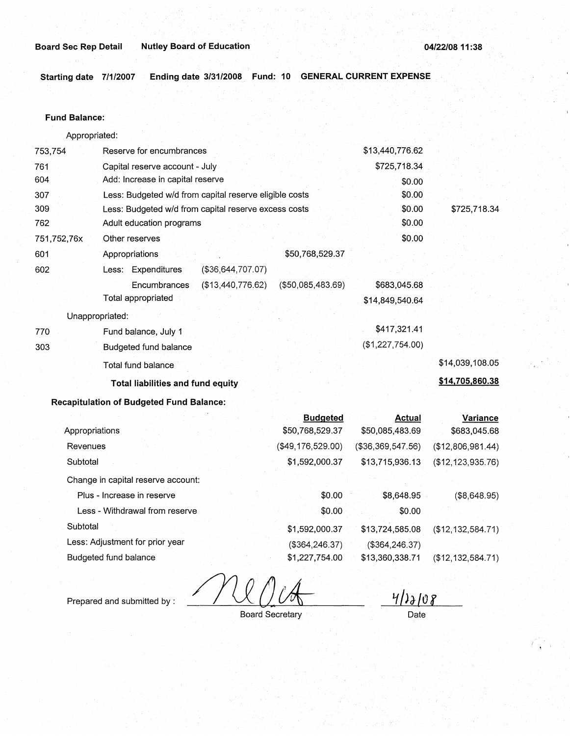**Board Sec Rep Detail** **Nutley Board of Education** **04/22/08 11:38**

**Starting date 7/1/2007 Ending date 3/31/2008 Fund: 10 GENERAL CURRENT EXPENSE**

**Fund Balance:**

| | | | | | |
|---|---|---|---|---|---|
| | Appropriated: | | | | |
| 753,754 | Reserve for encumbrances | | | $13,440,776.62 | |
| 761 | Capital reserve account - July | | | $725,718.34 | |
| 604 | Add: Increase in capital reserve | | | $0.00 | |
| 307 | Less: Budgeted w/d from capital reserve eligible costs | | | $0.00 | |
| 309 | Less: Budgeted w/d from capital reserve excess costs | | | $0.00 | $725,718.34 |
| 762 | Adult education programs | | | $0.00 | |
| 751,752,76x | Other reserves | | | $0.00 | |
| 601 | Appropriations | | $50,768,529.37 | | |
| 602 | Less: Expenditures | ($36,644,707.07) | | | |
| | Encumbrances | ($13,440,776.62) | ($50,085,483.69) | $683,045.68 | |
| | Total appropriated | | | $14,849,540.64 | |
| | Unappropriated: | | | | |
| 770 | Fund balance, July 1 | | | $417,321.41 | |
| 303 | Budgeted fund balance | | | ($1,227,754.00) | |
| | Total fund balance | | | | $14,039,108.05 |
| | **Total liabilities and fund equity** | | | | **$14,705,860.38** |

**Recapitulation of Budgeted Fund Balance:**

| | Budgeted | Actual | Variance |
|---|---|---|---|
| Appropriations | $50,768,529.37 | $50,085,483.69 | $683,045.68 |
| Revenues | ($49,176,529.00) | ($36,369,547.56) | ($12,806,981.44) |
| Subtotal | $1,592,000.37 | $13,715,936.13 | ($12,123,935.76) |
| Change in capital reserve account: | | | |
| Plus - Increase in reserve | $0.00 | $8,648.95 | ($8,648.95) |
| Less - Withdrawal from reserve | $0.00 | $0.00 | |
| Subtotal | $1,592,000.37 | $13,724,585.08 | ($12,132,584.71) |
| Less: Adjustment for prior year | ($364,246.37) | ($364,246.37) | |
| Budgeted fund balance | $1,227,754.00 | $13,360,338.71 | ($12,132,584.71) |

Prepared and submitted by : _______________ Board Secretary    4/22/08 Date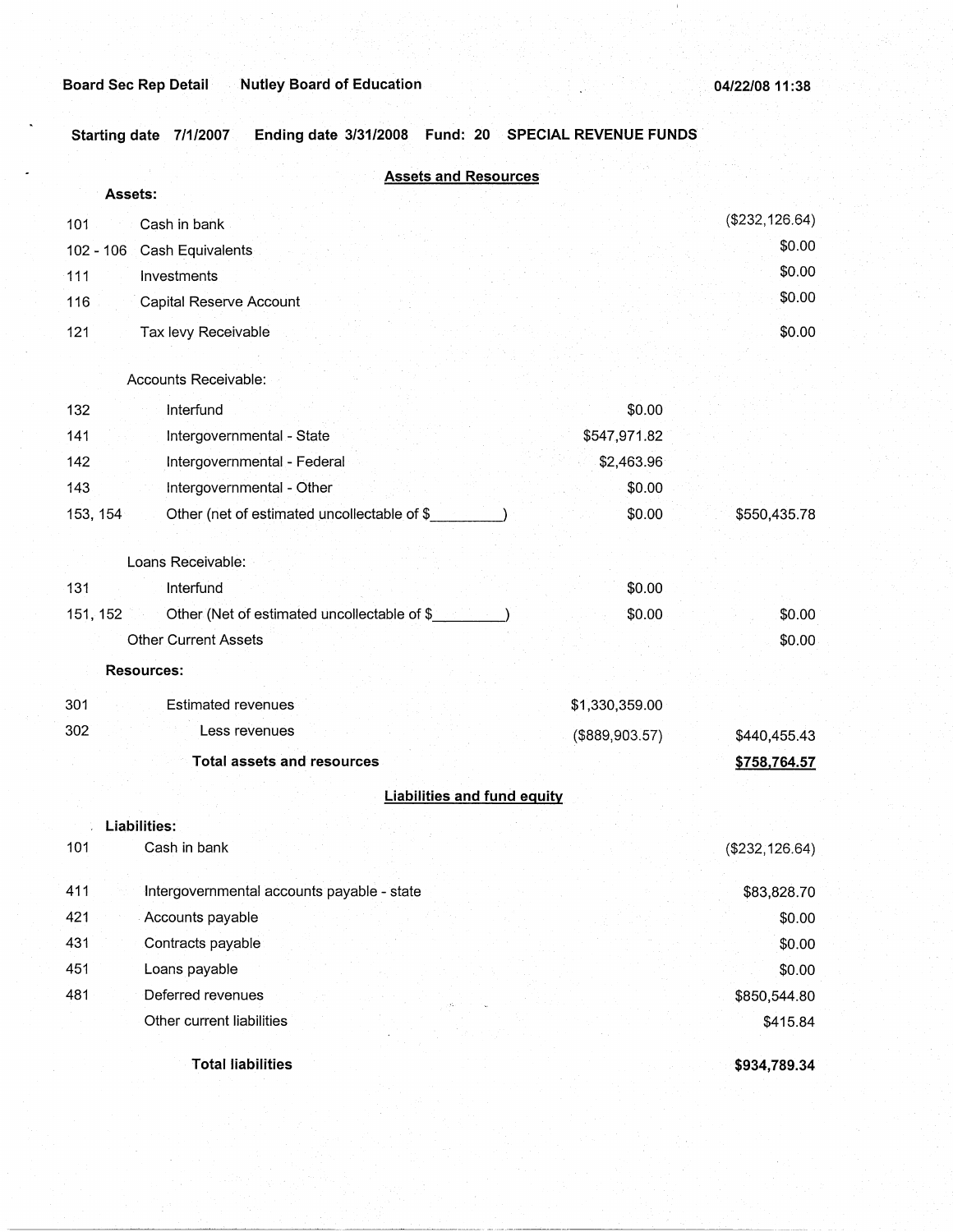**Board Sec Rep Detail** **Nutley Board of Education** **04/22/08 11:38**

**Starting date 7/1/2007 Ending date 3/31/2008 Fund: 20 SPECIAL REVENUE FUNDS**

## Assets and Resources

| Code | Description | | |
|---|---|---|---|
| | **Assets:** | | |
| 101 | Cash in bank | | ($232,126.64) |
| 102 - 106 | Cash Equivalents | | $0.00 |
| 111 | Investments | | $0.00 |
| 116 | Capital Reserve Account | | $0.00 |
| 121 | Tax levy Receivable | | $0.00 |
| | Accounts Receivable: | | |
| 132 | Interfund | $0.00 | |
| 141 | Intergovernmental - State | $547,971.82 | |
| 142 | Intergovernmental - Federal | $2,463.96 | |
| 143 | Intergovernmental - Other | $0.00 | |
| 153, 154 | Other (net of estimated uncollectable of $________) | $0.00 | $550,435.78 |
| | Loans Receivable: | | |
| 131 | Interfund | $0.00 | |
| 151, 152 | Other (Net of estimated uncollectable of $________) | $0.00 | $0.00 |
| | Other Current Assets | | $0.00 |
| | **Resources:** | | |
| 301 | Estimated revenues | $1,330,359.00 | |
| 302 | Less revenues | ($889,903.57) | $440,455.43 |
| | **Total assets and resources** | | **$758,764.57** |

## Liabilities and fund equity

| Code | Description | |
|---|---|---|
| | **Liabilities:** | |
| 101 | Cash in bank | ($232,126.64) |
| 411 | Intergovernmental accounts payable - state | $83,828.70 |
| 421 | Accounts payable | $0.00 |
| 431 | Contracts payable | $0.00 |
| 451 | Loans payable | $0.00 |
| 481 | Deferred revenues | $850,544.80 |
| | Other current liabilities | $415.84 |
| | **Total liabilities** | **$934,789.34** |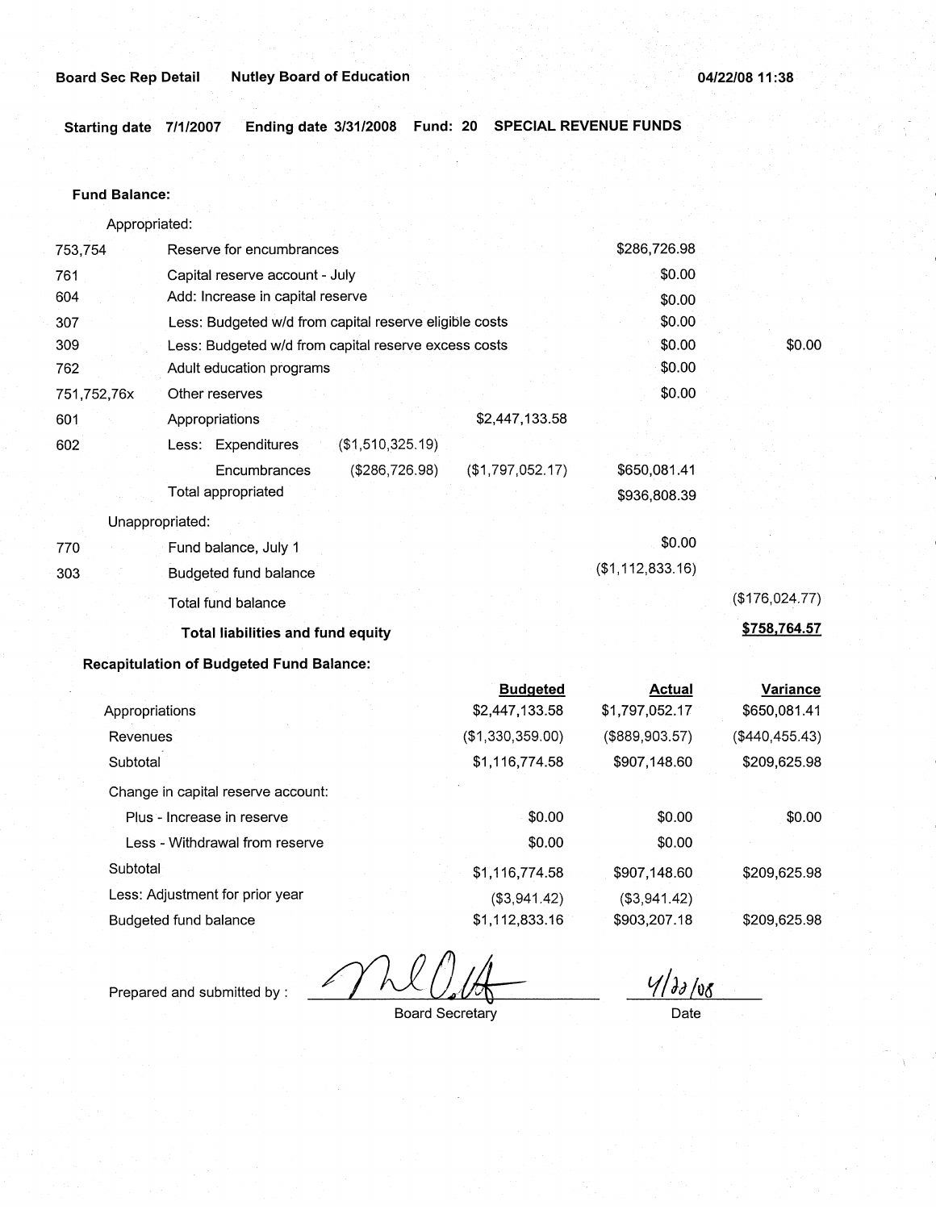**Board Sec Rep Detail** **Nutley Board of Education** **04/22/08 11:38**

**Starting date 7/1/2007** **Ending date 3/31/2008** **Fund: 20** **SPECIAL REVENUE FUNDS**

**Fund Balance:**

| | | | | | |
|---|---|---|---|---|---|
| | Appropriated: | | | | |
| 753,754 | Reserve for encumbrances | | | $286,726.98 | |
| 761 | Capital reserve account - July | | | $0.00 | |
| 604 | Add: Increase in capital reserve | | | $0.00 | |
| 307 | Less: Budgeted w/d from capital reserve eligible costs | | | $0.00 | |
| 309 | Less: Budgeted w/d from capital reserve excess costs | | | $0.00 | $0.00 |
| 762 | Adult education programs | | | $0.00 | |
| 751,752,76x | Other reserves | | | $0.00 | |
| 601 | Appropriations | | $2,447,133.58 | | |
| 602 | Less: Expenditures | ($1,510,325.19) | | | |
| | Encumbrances | ($286,726.98) | ($1,797,052.17) | $650,081.41 | |
| | Total appropriated | | | $936,808.39 | |
| | Unappropriated: | | | | |
| 770 | Fund balance, July 1 | | | $0.00 | |
| 303 | Budgeted fund balance | | | ($1,112,833.16) | |
| | Total fund balance | | | | ($176,024.77) |
| | **Total liabilities and fund equity** | | | | **$758,764.57** |

**Recapitulation of Budgeted Fund Balance:**

| | Budgeted | Actual | Variance |
|---|---|---|---|
| Appropriations | $2,447,133.58 | $1,797,052.17 | $650,081.41 |
| Revenues | ($1,330,359.00) | ($889,903.57) | ($440,455.43) |
| Subtotal | $1,116,774.58 | $907,148.60 | $209,625.98 |
| Change in capital reserve account: | | | |
| Plus - Increase in reserve | $0.00 | $0.00 | $0.00 |
| Less - Withdrawal from reserve | $0.00 | $0.00 | |
| Subtotal | $1,116,774.58 | $907,148.60 | $209,625.98 |
| Less: Adjustment for prior year | ($3,941.42) | ($3,941.42) | |
| Budgeted fund balance | $1,112,833.16 | $903,207.18 | $209,625.98 |

Prepared and submitted by : _[signature]_ Board Secretary

4/22/08 Date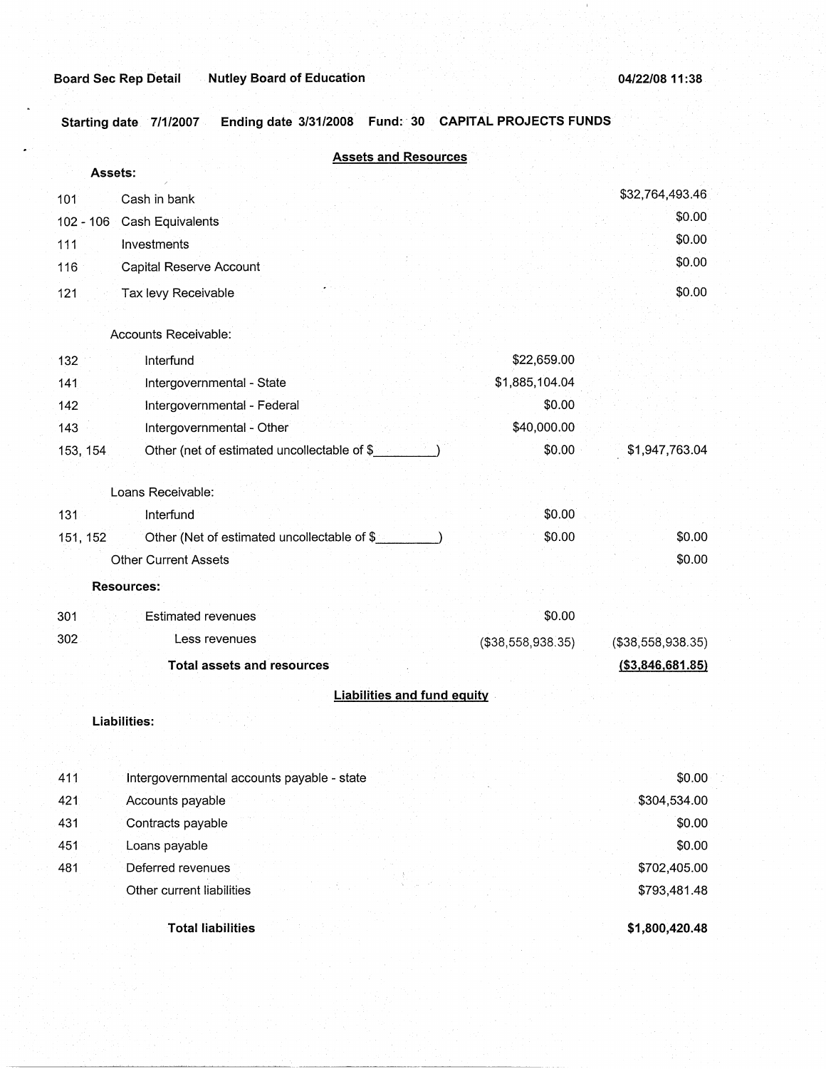**Board Sec Rep Detail** **Nutley Board of Education** **04/22/08 11:38**

**Starting date 7/1/2007 Ending date 3/31/2008 Fund: 30 CAPITAL PROJECTS FUNDS**

## Assets and Resources

| | | | |
|---|---|---|---|
| **Assets:** | | | |
| 101 | Cash in bank | | $32,764,493.46 |
| 102 - 106 | Cash Equivalents | | $0.00 |
| 111 | Investments | | $0.00 |
| 116 | Capital Reserve Account | | $0.00 |
| 121 | Tax levy Receivable | | $0.00 |
| | Accounts Receivable: | | |
| 132 | Interfund | $22,659.00 | |
| 141 | Intergovernmental - State | $1,885,104.04 | |
| 142 | Intergovernmental - Federal | $0.00 | |
| 143 | Intergovernmental - Other | $40,000.00 | |
| 153, 154 | Other (net of estimated uncollectable of $________) | $0.00 | $1,947,763.04 |
| | Loans Receivable: | | |
| 131 | Interfund | $0.00 | |
| 151, 152 | Other (Net of estimated uncollectable of $________) | $0.00 | $0.00 |
| | Other Current Assets | | $0.00 |
| **Resources:** | | | |
| 301 | Estimated revenues | $0.00 | |
| 302 | Less revenues | ($38,558,938.35) | ($38,558,938.35) |
| | **Total assets and resources** | | **($3,846,681.85)** |

## Liabilities and fund equity

| | | |
|---|---|---|
| **Liabilities:** | | |
| 411 | Intergovernmental accounts payable - state | $0.00 |
| 421 | Accounts payable | $304,534.00 |
| 431 | Contracts payable | $0.00 |
| 451 | Loans payable | $0.00 |
| 481 | Deferred revenues | $702,405.00 |
| | Other current liabilities | $793,481.48 |
| | **Total liabilities** | **$1,800,420.48** |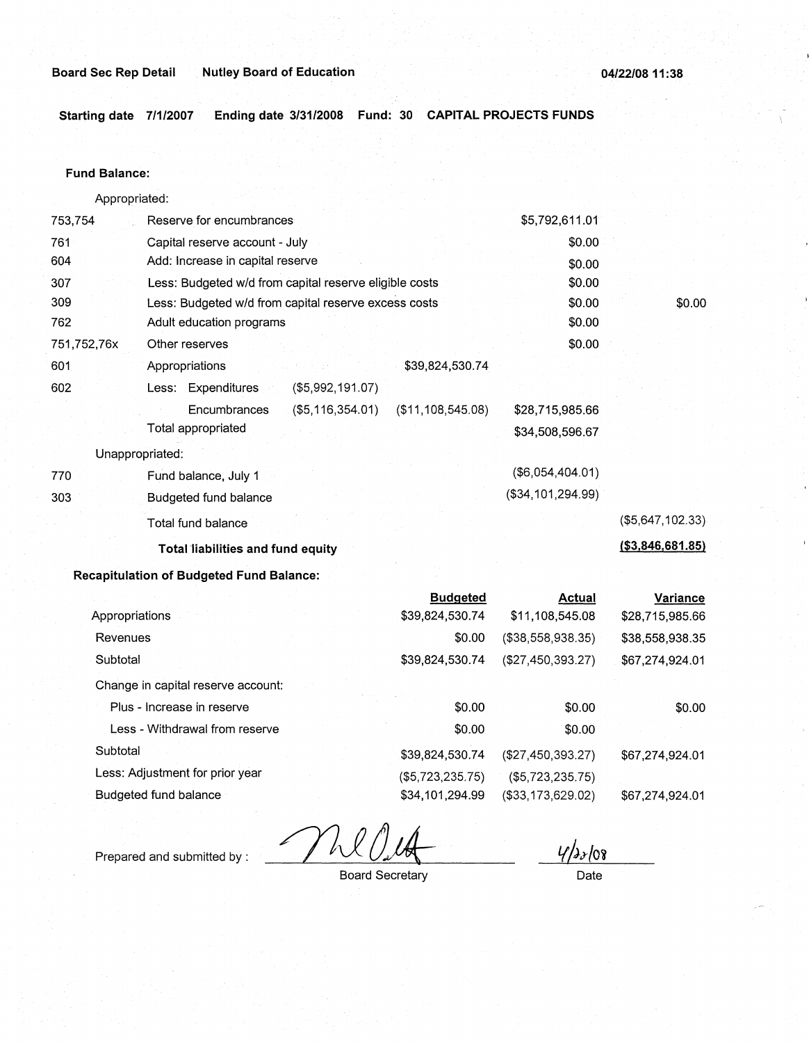**Board Sec Rep Detail** **Nutley Board of Education** **04/22/08 11:38**

**Starting date 7/1/2007 Ending date 3/31/2008 Fund: 30 CAPITAL PROJECTS FUNDS**

**Fund Balance:**

| Code | Description | | | | |
|---|---|---|---|---|---|
| | Appropriated: | | | | |
| 753,754 | Reserve for encumbrances | | | $5,792,611.01 | |
| 761 | Capital reserve account - July | | | $0.00 | |
| 604 | Add: Increase in capital reserve | | | $0.00 | |
| 307 | Less: Budgeted w/d from capital reserve eligible costs | | | $0.00 | |
| 309 | Less: Budgeted w/d from capital reserve excess costs | | | $0.00 | $0.00 |
| 762 | Adult education programs | | | $0.00 | |
| 751,752,76x | Other reserves | | | $0.00 | |
| 601 | Appropriations | | $39,824,530.74 | | |
| 602 | Less: Expenditures | ($5,992,191.07) | | | |
| | Encumbrances | ($5,116,354.01) | ($11,108,545.08) | $28,715,985.66 | |
| | Total appropriated | | | $34,508,596.67 | |
| | Unappropriated: | | | | |
| 770 | Fund balance, July 1 | | | ($6,054,404.01) | |
| 303 | Budgeted fund balance | | | ($34,101,294.99) | |
| | Total fund balance | | | | ($5,647,102.33) |
| | **Total liabilities and fund equity** | | | | **($3,846,681.85)** |

**Recapitulation of Budgeted Fund Balance:**

| | Budgeted | Actual | Variance |
|---|---|---|---|
| Appropriations | $39,824,530.74 | $11,108,545.08 | $28,715,985.66 |
| Revenues | $0.00 | ($38,558,938.35) | $38,558,938.35 |
| Subtotal | $39,824,530.74 | ($27,450,393.27) | $67,274,924.01 |
| Change in capital reserve account: | | | |
| Plus - Increase in reserve | $0.00 | $0.00 | $0.00 |
| Less - Withdrawal from reserve | $0.00 | $0.00 | |
| Subtotal | $39,824,530.74 | ($27,450,393.27) | $67,274,924.01 |
| Less: Adjustment for prior year | ($5,723,235.75) | ($5,723,235.75) | |
| Budgeted fund balance | $34,101,294.99 | ($33,173,629.02) | $67,274,924.01 |

Prepared and submitted by : _______________ Board Secretary

4/22/08 Date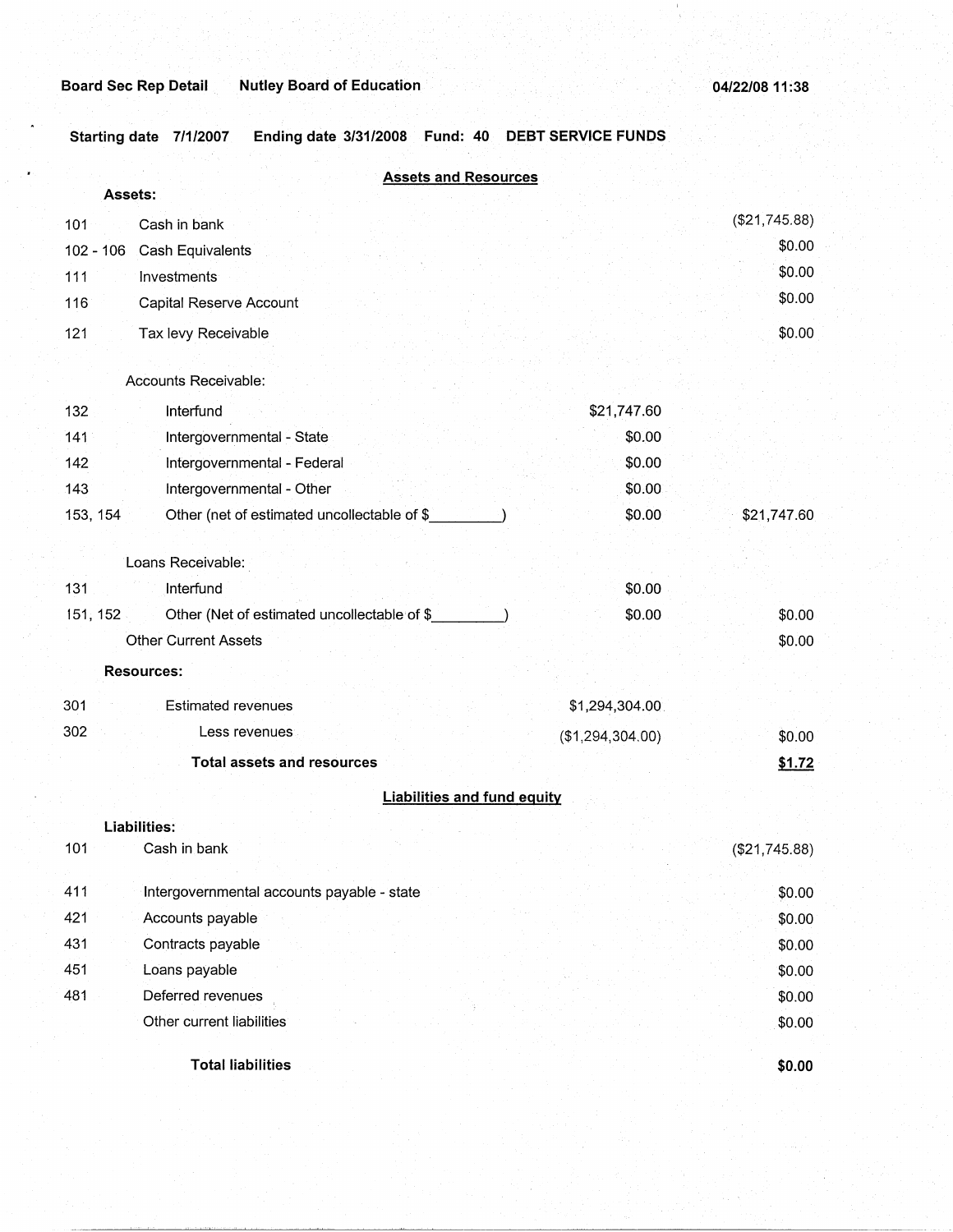**Board Sec Rep Detail** **Nutley Board of Education** **04/22/08 11:38**

**Starting date 7/1/2007** **Ending date 3/31/2008** **Fund: 40** **DEBT SERVICE FUNDS**

## Assets and Resources

| | | | |
|---|---|---|---|
| **Assets:** | | | |
| 101 | Cash in bank | | ($21,745.88) |
| 102 - 106 | Cash Equivalents | | $0.00 |
| 111 | Investments | | $0.00 |
| 116 | Capital Reserve Account | | $0.00 |
| 121 | Tax levy Receivable | | $0.00 |
| | Accounts Receivable: | | |
| 132 | Interfund | $21,747.60 | |
| 141 | Intergovernmental - State | $0.00 | |
| 142 | Intergovernmental - Federal | $0.00 | |
| 143 | Intergovernmental - Other | $0.00 | |
| 153, 154 | Other (net of estimated uncollectable of $\_\_\_\_\_\_\_\_\_) | $0.00 | $21,747.60 |
| | Loans Receivable: | | |
| 131 | Interfund | $0.00 | |
| 151, 152 | Other (Net of estimated uncollectable of $\_\_\_\_\_\_\_\_\_) | $0.00 | $0.00 |
| | Other Current Assets | | $0.00 |
| **Resources:** | | | |
| 301 | Estimated revenues | $1,294,304.00 | |
| 302 | Less revenues | ($1,294,304.00) | $0.00 |
| | **Total assets and resources** | | **$1.72** |

## Liabilities and fund equity

| | | |
|---|---|---|
| **Liabilities:** | | |
| 101 | Cash in bank | ($21,745.88) |
| 411 | Intergovernmental accounts payable - state | $0.00 |
| 421 | Accounts payable | $0.00 |
| 431 | Contracts payable | $0.00 |
| 451 | Loans payable | $0.00 |
| 481 | Deferred revenues | $0.00 |
| | Other current liabilities | $0.00 |
| | **Total liabilities** | **$0.00** |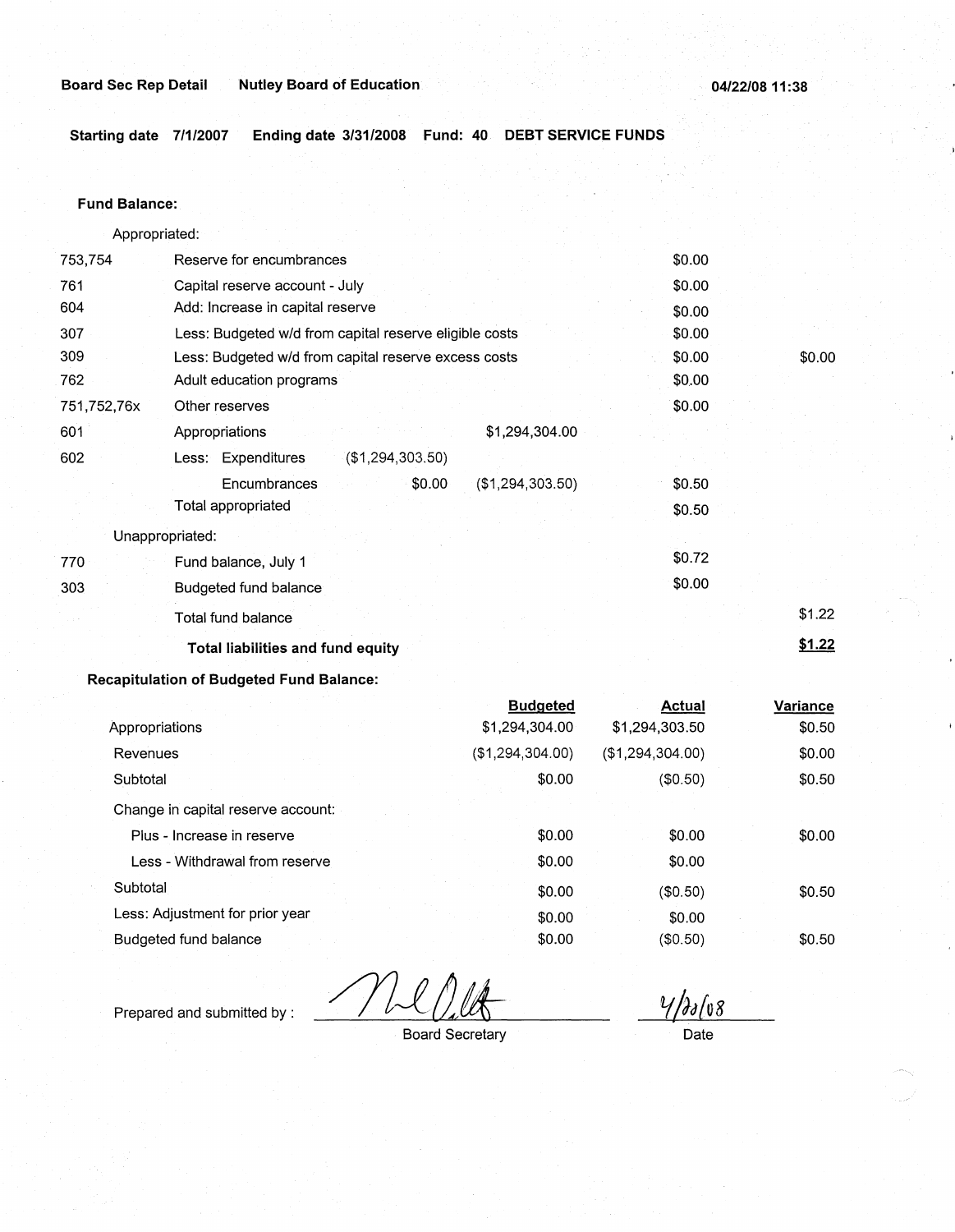**Board Sec Rep Detail** **Nutley Board of Education** **04/22/08 11:38**

**Starting date 7/1/2007** **Ending date 3/31/2008** **Fund: 40** **DEBT SERVICE FUNDS**

**Fund Balance:**

| | | | | | |
|---|---|---|---|---|---|
| | Appropriated: | | | | |
| 753,754 | Reserve for encumbrances | | | $0.00 | |
| 761 | Capital reserve account - July | | | $0.00 | |
| 604 | Add: Increase in capital reserve | | | $0.00 | |
| 307 | Less: Budgeted w/d from capital reserve eligible costs | | | $0.00 | |
| 309 | Less: Budgeted w/d from capital reserve excess costs | | | $0.00 | $0.00 |
| 762 | Adult education programs | | | $0.00 | |
| 751,752,76x | Other reserves | | | $0.00 | |
| 601 | Appropriations | | $1,294,304.00 | | |
| 602 | Less: Expenditures | ($1,294,303.50) | | | |
| | Encumbrances | $0.00 | ($1,294,303.50) | $0.50 | |
| | Total appropriated | | | $0.50 | |
| | Unappropriated: | | | | |
| 770 | Fund balance, July 1 | | | $0.72 | |
| 303 | Budgeted fund balance | | | $0.00 | |
| | Total fund balance | | | | $1.22 |
| | **Total liabilities and fund equity** | | | | **$1.22** |

**Recapitulation of Budgeted Fund Balance:**

| | Budgeted | Actual | Variance |
|---|---|---|---|
| Appropriations | $1,294,304.00 | $1,294,303.50 | $0.50 |
| Revenues | ($1,294,304.00) | ($1,294,304.00) | $0.00 |
| Subtotal | $0.00 | ($0.50) | $0.50 |
| Change in capital reserve account: | | | |
| Plus - Increase in reserve | $0.00 | $0.00 | $0.00 |
| Less - Withdrawal from reserve | $0.00 | $0.00 | |
| Subtotal | $0.00 | ($0.50) | $0.50 |
| Less: Adjustment for prior year | $0.00 | $0.00 | |
| Budgeted fund balance | $0.00 | ($0.50) | $0.50 |

Prepared and submitted by : ______________________ Board Secretary        4/22/08 Date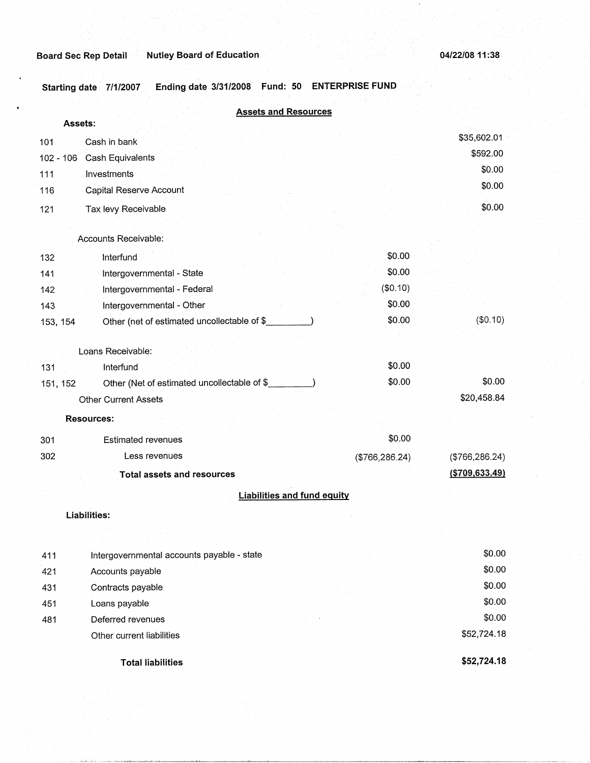Board Sec Rep Detail Nutley Board of Education 04/22/08 11:38

Starting date 7/1/2007 Ending date 3/31/2008 Fund: 50 ENTERPRISE FUND

## Assets and Resources

| Code | Description | | Amount |
|---|---|---|---|
| | **Assets:** | | |
| 101 | Cash in bank | | $35,602.01 |
| 102 - 106 | Cash Equivalents | | $592.00 |
| 111 | Investments | | $0.00 |
| 116 | Capital Reserve Account | | $0.00 |
| 121 | Tax levy Receivable | | $0.00 |
| | Accounts Receivable: | | |
| 132 | Interfund | $0.00 | |
| 141 | Intergovernmental - State | $0.00 | |
| 142 | Intergovernmental - Federal | ($0.10) | |
| 143 | Intergovernmental - Other | $0.00 | |
| 153, 154 | Other (net of estimated uncollectable of $_________) | $0.00 | ($0.10) |
| | Loans Receivable: | | |
| 131 | Interfund | $0.00 | |
| 151, 152 | Other (Net of estimated uncollectable of $_________) | $0.00 | $0.00 |
| | Other Current Assets | | $20,458.84 |
| | **Resources:** | | |
| 301 | Estimated revenues | $0.00 | |
| 302 | Less revenues | ($766,286.24) | ($766,286.24) |
| | **Total assets and resources** | | **($709,633.49)** |

## Liabilities and fund equity

| Code | Description | Amount |
|---|---|---|
| | **Liabilities:** | |
| 411 | Intergovernmental accounts payable - state | $0.00 |
| 421 | Accounts payable | $0.00 |
| 431 | Contracts payable | $0.00 |
| 451 | Loans payable | $0.00 |
| 481 | Deferred revenues | $0.00 |
| | Other current liabilities | $52,724.18 |
| | **Total liabilities** | **$52,724.18** |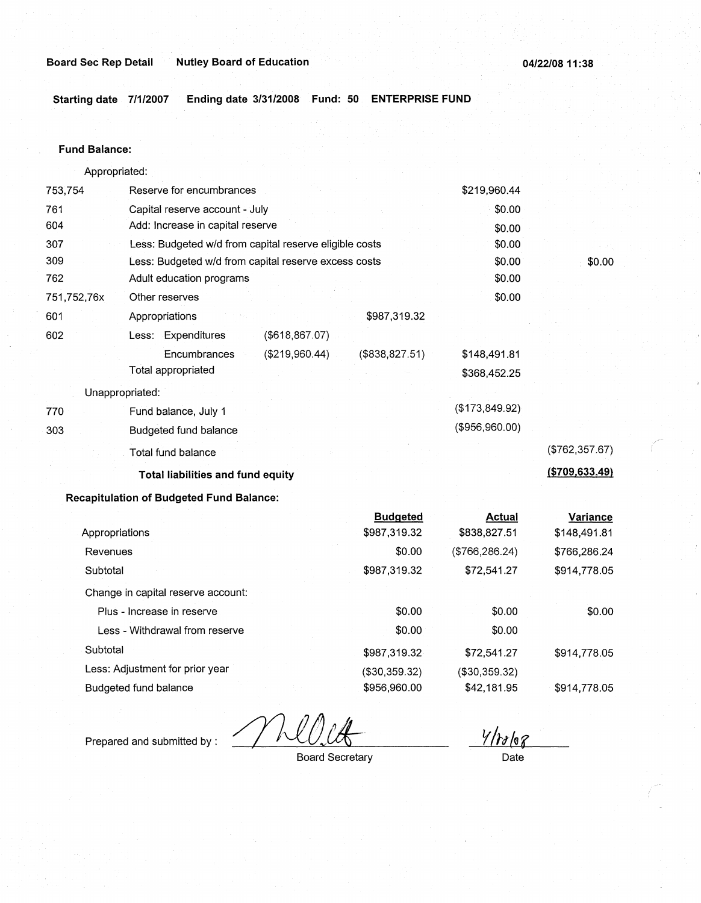Board Sec Rep Detail    Nutley Board of Education    04/22/08 11:38

**Starting date 7/1/2007    Ending date 3/31/2008    Fund: 50    ENTERPRISE FUND**

**Fund Balance:**

| | | | | | |
|---|---|---|---|---|---|
| | Appropriated: | | | | |
| 753,754 | Reserve for encumbrances | | | $219,960.44 | |
| 761 | Capital reserve account - July | | | $0.00 | |
| 604 | Add: Increase in capital reserve | | | $0.00 | |
| 307 | Less: Budgeted w/d from capital reserve eligible costs | | | $0.00 | |
| 309 | Less: Budgeted w/d from capital reserve excess costs | | | $0.00 | $0.00 |
| 762 | Adult education programs | | | $0.00 | |
| 751,752,76x | Other reserves | | | $0.00 | |
| 601 | Appropriations | | $987,319.32 | | |
| 602 | Less: Expenditures | ($618,867.07) | | | |
| | Encumbrances | ($219,960.44) | ($838,827.51) | $148,491.81 | |
| | Total appropriated | | | $368,452.25 | |
| | Unappropriated: | | | | |
| 770 | Fund balance, July 1 | | | ($173,849.92) | |
| 303 | Budgeted fund balance | | | ($956,960.00) | |
| | Total fund balance | | | | ($762,357.67) |
| | **Total liabilities and fund equity** | | | | **($709,633.49)** |

**Recapitulation of Budgeted Fund Balance:**

| | Budgeted | Actual | Variance |
|---|---|---|---|
| Appropriations | $987,319.32 | $838,827.51 | $148,491.81 |
| Revenues | $0.00 | ($766,286.24) | $766,286.24 |
| Subtotal | $987,319.32 | $72,541.27 | $914,778.05 |
| Change in capital reserve account: | | | |
| Plus - Increase in reserve | $0.00 | $0.00 | $0.00 |
| Less - Withdrawal from reserve | $0.00 | $0.00 | |
| Subtotal | $987,319.32 | $72,541.27 | $914,778.05 |
| Less: Adjustment for prior year | ($30,359.32) | ($30,359.32) | |
| Budgeted fund balance | $956,960.00 | $42,181.95 | $914,778.05 |

Prepared and submitted by : ______________________ Board Secretary    4/22/08 Date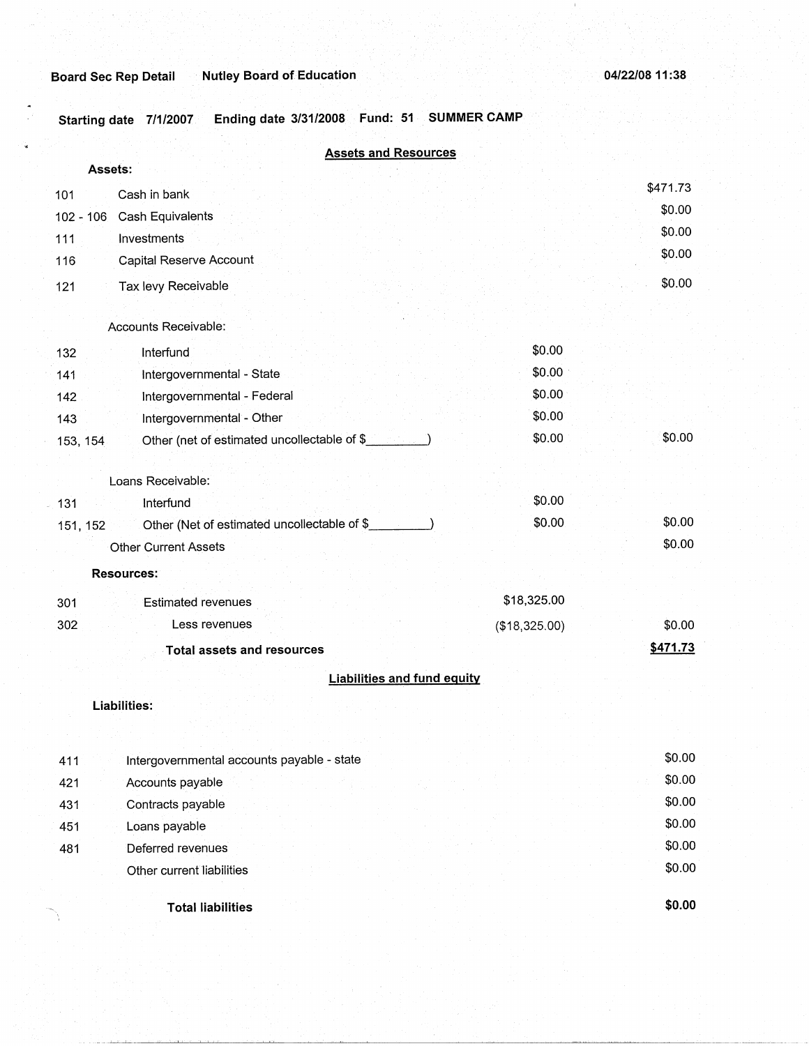**Board Sec Rep Detail** **Nutley Board of Education** **04/22/08 11:38**

**Starting date 7/1/2007** **Ending date 3/31/2008** **Fund: 51** **SUMMER CAMP**

## Assets and Resources

**Assets:**

| Code | Description | | Amount |
|---|---|---|---|
| 101 | Cash in bank | | $471.73 |
| 102 - 106 | Cash Equivalents | | $0.00 |
| 111 | Investments | | $0.00 |
| 116 | Capital Reserve Account | | $0.00 |
| 121 | Tax levy Receivable | | $0.00 |
| | Accounts Receivable: | | |
| 132 | Interfund | $0.00 | |
| 141 | Intergovernmental - State | $0.00 | |
| 142 | Intergovernmental - Federal | $0.00 | |
| 143 | Intergovernmental - Other | $0.00 | |
| 153, 154 | Other (net of estimated uncollectable of $_________) | $0.00 | $0.00 |
| | Loans Receivable: | | |
| 131 | Interfund | $0.00 | |
| 151, 152 | Other (Net of estimated uncollectable of $_________) | $0.00 | $0.00 |
| | Other Current Assets | | $0.00 |
| | **Resources:** | | |
| 301 | Estimated revenues | $18,325.00 | |
| 302 | Less revenues | ($18,325.00) | $0.00 |
| | **Total assets and resources** | | **$471.73** |

## Liabilities and fund equity

**Liabilities:**

| Code | Description | Amount |
|---|---|---|
| 411 | Intergovernmental accounts payable - state | $0.00 |
| 421 | Accounts payable | $0.00 |
| 431 | Contracts payable | $0.00 |
| 451 | Loans payable | $0.00 |
| 481 | Deferred revenues | $0.00 |
| | Other current liabilities | $0.00 |
| | **Total liabilities** | **$0.00** |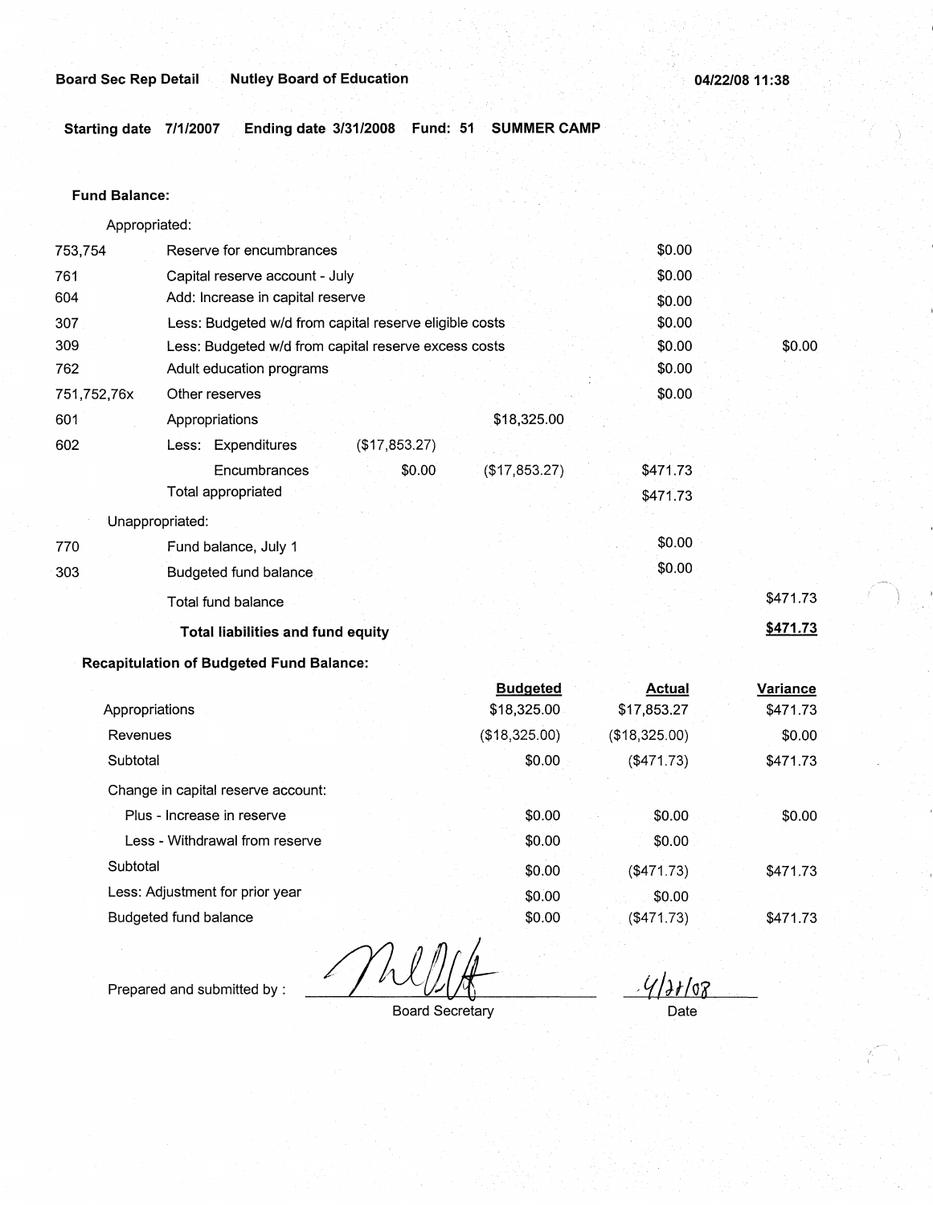**Board Sec Rep Detail** **Nutley Board of Education** **04/22/08 11:38**

**Starting date 7/1/2007** **Ending date 3/31/2008** **Fund: 51** **SUMMER CAMP**

**Fund Balance:**

| | | | | | |
|---|---|---|---|---|---|
| | Appropriated: | | | | |
| 753,754 | Reserve for encumbrances | | | $0.00 | |
| 761 | Capital reserve account - July | | | $0.00 | |
| 604 | Add: Increase in capital reserve | | | $0.00 | |
| 307 | Less: Budgeted w/d from capital reserve eligible costs | | | $0.00 | |
| 309 | Less: Budgeted w/d from capital reserve excess costs | | | $0.00 | $0.00 |
| 762 | Adult education programs | | | $0.00 | |
| 751,752,76x | Other reserves | | | $0.00 | |
| 601 | Appropriations | | $18,325.00 | | |
| 602 | Less: Expenditures | ($17,853.27) | | | |
| | Encumbrances | $0.00 | ($17,853.27) | $471.73 | |
| | Total appropriated | | | $471.73 | |
| | Unappropriated: | | | | |
| 770 | Fund balance, July 1 | | | $0.00 | |
| 303 | Budgeted fund balance | | | $0.00 | |
| | Total fund balance | | | | $471.73 |
| | **Total liabilities and fund equity** | | | | **$471.73** |

**Recapitulation of Budgeted Fund Balance:**

| | Budgeted | Actual | Variance |
|---|---|---|---|
| Appropriations | $18,325.00 | $17,853.27 | $471.73 |
| Revenues | ($18,325.00) | ($18,325.00) | $0.00 |
| Subtotal | $0.00 | ($471.73) | $471.73 |
| Change in capital reserve account: | | | |
| Plus - Increase in reserve | $0.00 | $0.00 | $0.00 |
| Less - Withdrawal from reserve | $0.00 | $0.00 | |
| Subtotal | $0.00 | ($471.73) | $471.73 |
| Less: Adjustment for prior year | $0.00 | $0.00 | |
| Budgeted fund balance | $0.00 | ($471.73) | $471.73 |

Prepared and submitted by : ____________________ Board Secretary

4/21/08 Date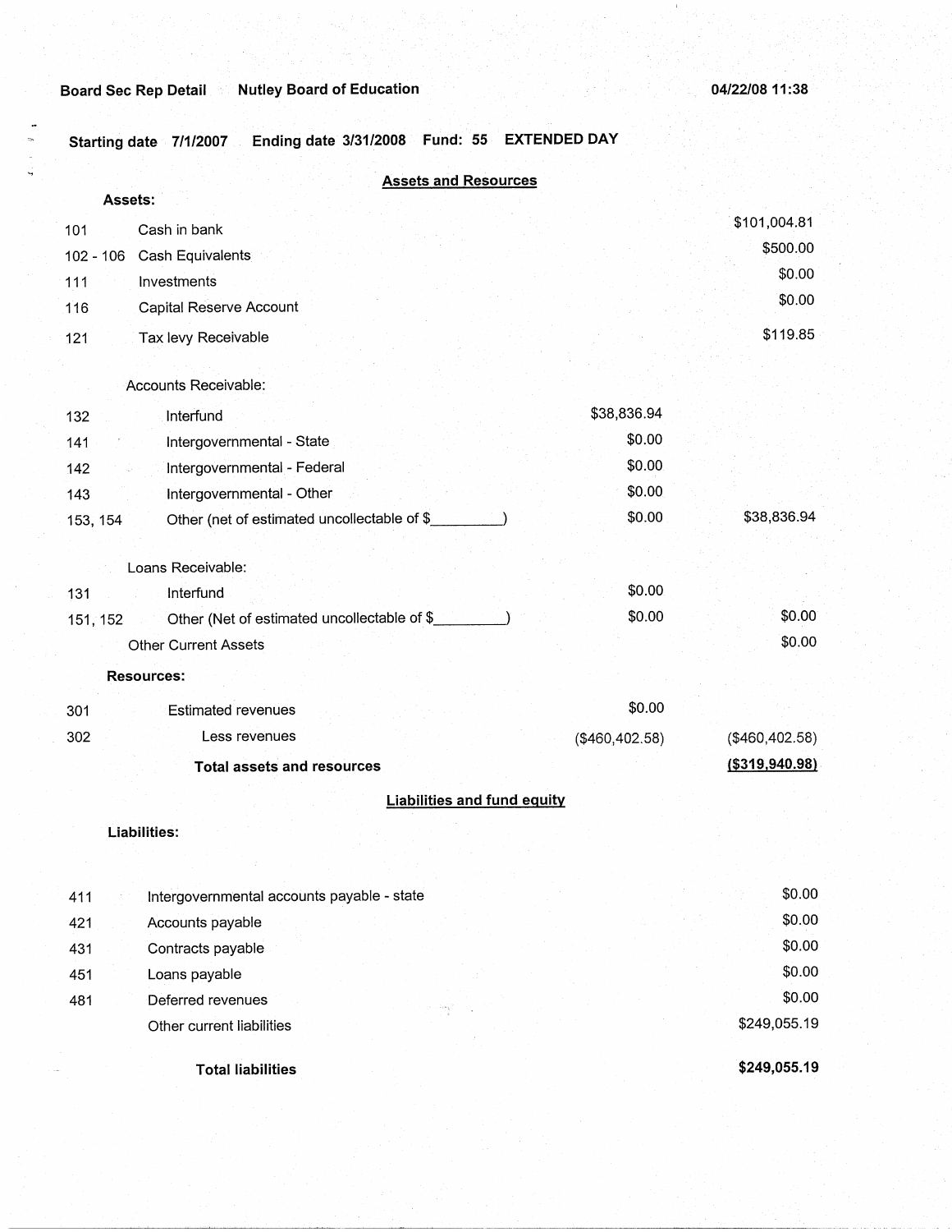Board Sec Rep Detail    Nutley Board of Education    04/22/08 11:38

Starting date 7/1/2007    Ending date 3/31/2008    Fund: 55    EXTENDED DAY

## Assets and Resources

**Assets:**

| Code | Description | | Amount |
|---|---|---|---|
| 101 | Cash in bank | | $101,004.81 |
| 102 - 106 | Cash Equivalents | | $500.00 |
| 111 | Investments | | $0.00 |
| 116 | Capital Reserve Account | | $0.00 |
| 121 | Tax levy Receivable | | $119.85 |
| | Accounts Receivable: | | |
| 132 | Interfund | $38,836.94 | |
| 141 | Intergovernmental - State | $0.00 | |
| 142 | Intergovernmental - Federal | $0.00 | |
| 143 | Intergovernmental - Other | $0.00 | |
| 153, 154 | Other (net of estimated uncollectable of $_________) | $0.00 | $38,836.94 |
| | Loans Receivable: | | |
| 131 | Interfund | $0.00 | |
| 151, 152 | Other (Net of estimated uncollectable of $_________) | $0.00 | $0.00 |
| | Other Current Assets | | $0.00 |

**Resources:**

| Code | Description | | Amount |
|---|---|---|---|
| 301 | Estimated revenues | $0.00 | |
| 302 | Less revenues | ($460,402.58) | ($460,402.58) |
| | **Total assets and resources** | | **($319,940.98)** |

## Liabilities and fund equity

**Liabilities:**

| Code | Description | Amount |
|---|---|---|
| 411 | Intergovernmental accounts payable - state | $0.00 |
| 421 | Accounts payable | $0.00 |
| 431 | Contracts payable | $0.00 |
| 451 | Loans payable | $0.00 |
| 481 | Deferred revenues | $0.00 |
| | Other current liabilities | $249,055.19 |
| | **Total liabilities** | **$249,055.19** |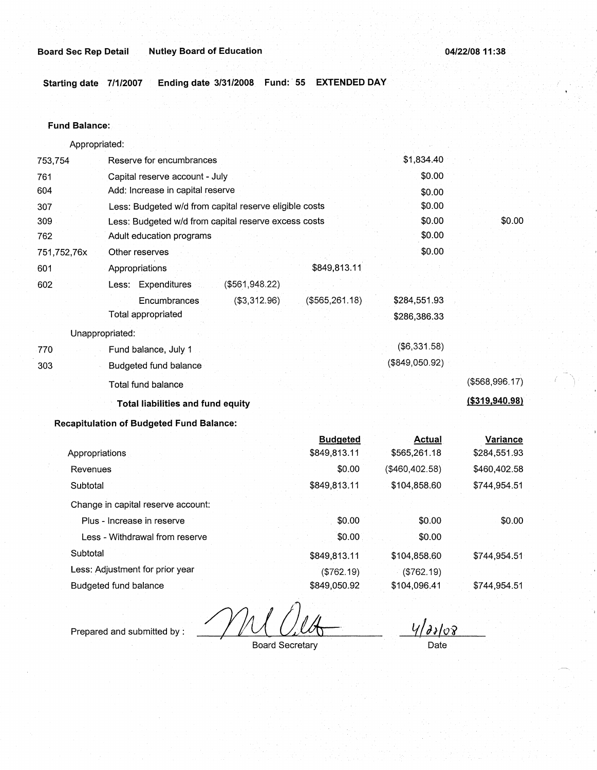Board Sec Rep Detail    Nutley Board of Education    04/22/08 11:38

**Starting date 7/1/2007    Ending date 3/31/2008    Fund: 55    EXTENDED DAY**

**Fund Balance:**

| | | | | | | |
|---|---|---|---|---|---|---|
| | Appropriated: | | | | | |
| 753,754 | Reserve for encumbrances | | | | $1,834.40 | |
| 761 | Capital reserve account - July | | | | $0.00 | |
| 604 | Add: Increase in capital reserve | | | | $0.00 | |
| 307 | Less: Budgeted w/d from capital reserve eligible costs | | | | $0.00 | |
| 309 | Less: Budgeted w/d from capital reserve excess costs | | | | $0.00 | $0.00 |
| 762 | Adult education programs | | | | $0.00 | |
| 751,752,76x | Other reserves | | | | $0.00 | |
| 601 | Appropriations | | | $849,813.11 | | |
| 602 | Less: Expenditures | | ($561,948.22) | | | |
| | Encumbrances | | ($3,312.96) | ($565,261.18) | $284,551.93 | |
| | Total appropriated | | | | $286,386.33 | |
| | Unappropriated: | | | | | |
| 770 | Fund balance, July 1 | | | | ($6,331.58) | |
| 303 | Budgeted fund balance | | | | ($849,050.92) | |
| | Total fund balance | | | | | ($568,996.17) |
| | **Total liabilities and fund equity** | | | | | **($319,940.98)** |

**Recapitulation of Budgeted Fund Balance:**

| | Budgeted | Actual | Variance |
|---|---|---|---|
| Appropriations | $849,813.11 | $565,261.18 | $284,551.93 |
| Revenues | $0.00 | ($460,402.58) | $460,402.58 |
| Subtotal | $849,813.11 | $104,858.60 | $744,954.51 |
| Change in capital reserve account: | | | |
| Plus - Increase in reserve | $0.00 | $0.00 | $0.00 |
| Less - Withdrawal from reserve | $0.00 | $0.00 | |
| Subtotal | $849,813.11 | $104,858.60 | $744,954.51 |
| Less: Adjustment for prior year | ($762.19) | ($762.19) | |
| Budgeted fund balance | $849,050.92 | $104,096.41 | $744,954.51 |

Prepared and submitted by : ______________________ Board Secretary    4/22/08 Date